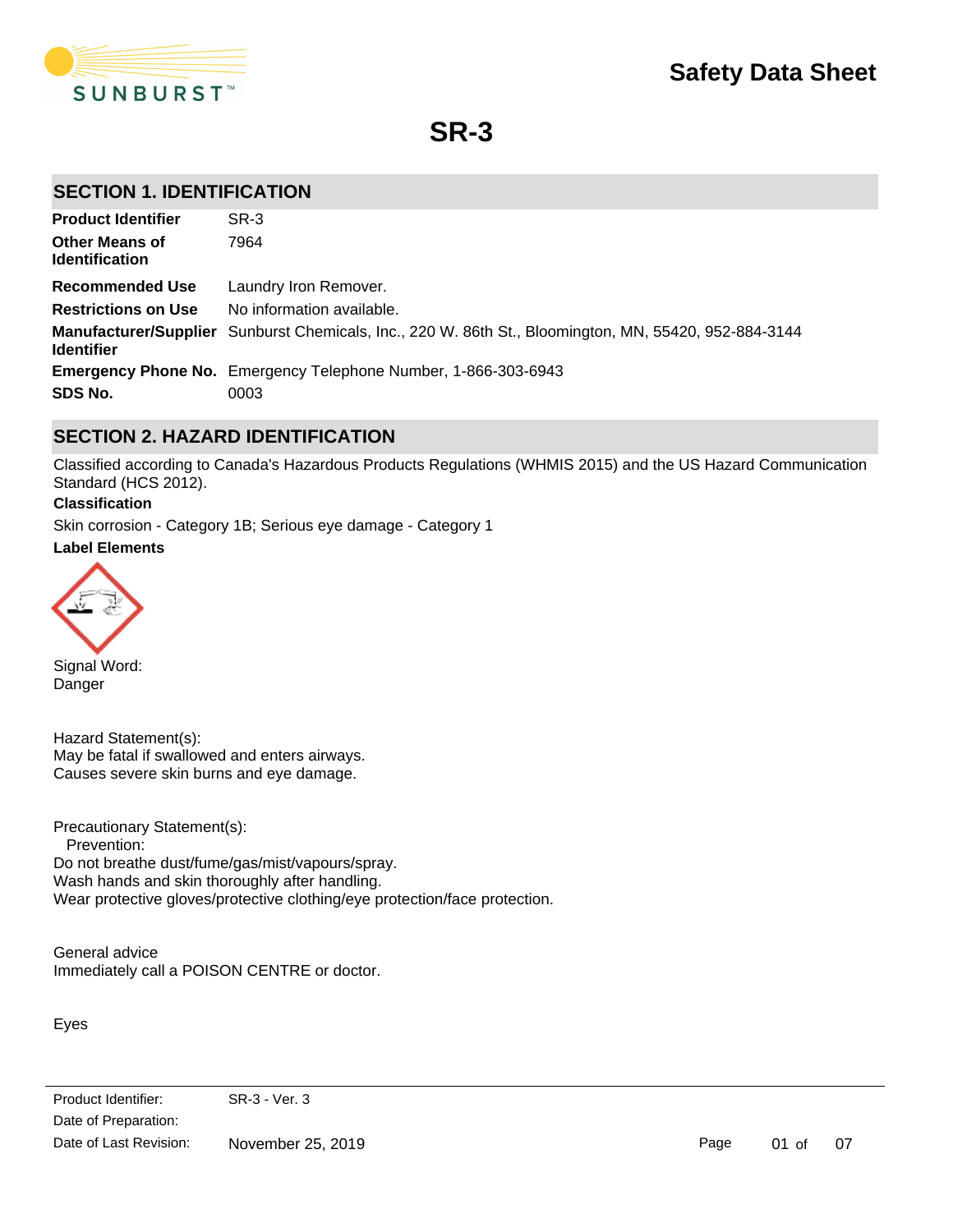# Safety Data Sheet

# SR-3

## SECTION 1. IDENTIFICATION

| | |
|---|---|
| **Product Identifier** | SR-3 |
| **Other Means of Identification** | 7964 |
| **Recommended Use** | Laundry Iron Remover. |
| **Restrictions on Use** | No information available. |
| **Manufacturer/Supplier Identifier** | Sunburst Chemicals, Inc., 220 W. 86th St., Bloomington, MN, 55420, 952-884-3144 |
| **Emergency Phone No.** | Emergency Telephone Number, 1-866-303-6943 |
| **SDS No.** | 0003 |

## SECTION 2. HAZARD IDENTIFICATION

Classified according to Canada's Hazardous Products Regulations (WHMIS 2015) and the US Hazard Communication Standard (HCS 2012).

**Classification**

Skin corrosion - Category 1B; Serious eye damage - Category 1

**Label Elements**

Signal Word:
Danger

Hazard Statement(s):
May be fatal if swallowed and enters airways.
Causes severe skin burns and eye damage.

Precautionary Statement(s):
Prevention:
Do not breathe dust/fume/gas/mist/vapours/spray.
Wash hands and skin thoroughly after handling.
Wear protective gloves/protective clothing/eye protection/face protection.

General advice
Immediately call a POISON CENTRE or doctor.

Eyes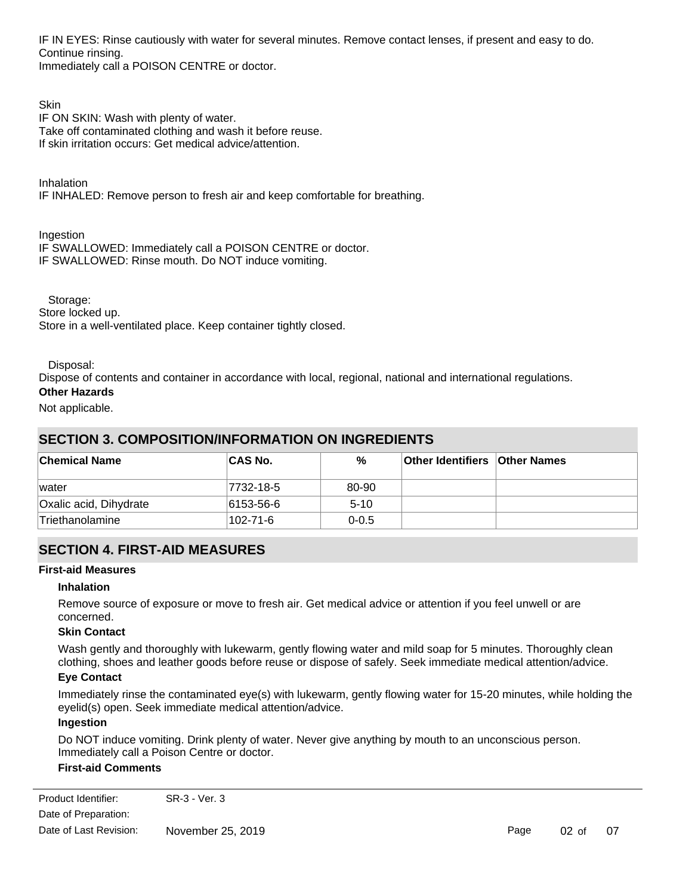IF IN EYES: Rinse cautiously with water for several minutes. Remove contact lenses, if present and easy to do. Continue rinsing.
Immediately call a POISON CENTRE or doctor.

Skin
IF ON SKIN: Wash with plenty of water.
Take off contaminated clothing and wash it before reuse.
If skin irritation occurs: Get medical advice/attention.

Inhalation
IF INHALED: Remove person to fresh air and keep comfortable for breathing.

Ingestion
IF SWALLOWED: Immediately call a POISON CENTRE or doctor.
IF SWALLOWED: Rinse mouth. Do NOT induce vomiting.

Storage:
Store locked up.
Store in a well-ventilated place. Keep container tightly closed.

Disposal:
Dispose of contents and container in accordance with local, regional, national and international regulations.

**Other Hazards**

Not applicable.

## SECTION 3. COMPOSITION/INFORMATION ON INGREDIENTS

| Chemical Name | CAS No. | % | Other Identifiers | Other Names |
|---|---|---|---|---|
| water | 7732-18-5 | 80-90 | | |
| Oxalic acid, Dihydrate | 6153-56-6 | 5-10 | | |
| Triethanolamine | 102-71-6 | 0-0.5 | | |

## SECTION 4. FIRST-AID MEASURES

**First-aid Measures**

**Inhalation**

Remove source of exposure or move to fresh air. Get medical advice or attention if you feel unwell or are concerned.

**Skin Contact**

Wash gently and thoroughly with lukewarm, gently flowing water and mild soap for 5 minutes. Thoroughly clean clothing, shoes and leather goods before reuse or dispose of safely. Seek immediate medical attention/advice.

**Eye Contact**

Immediately rinse the contaminated eye(s) with lukewarm, gently flowing water for 15-20 minutes, while holding the eyelid(s) open. Seek immediate medical attention/advice.

**Ingestion**

Do NOT induce vomiting. Drink plenty of water. Never give anything by mouth to an unconscious person. Immediately call a Poison Centre or doctor.

**First-aid Comments**

Product Identifier: SR-3 - Ver. 3
Date of Preparation:
Date of Last Revision: November 25, 2019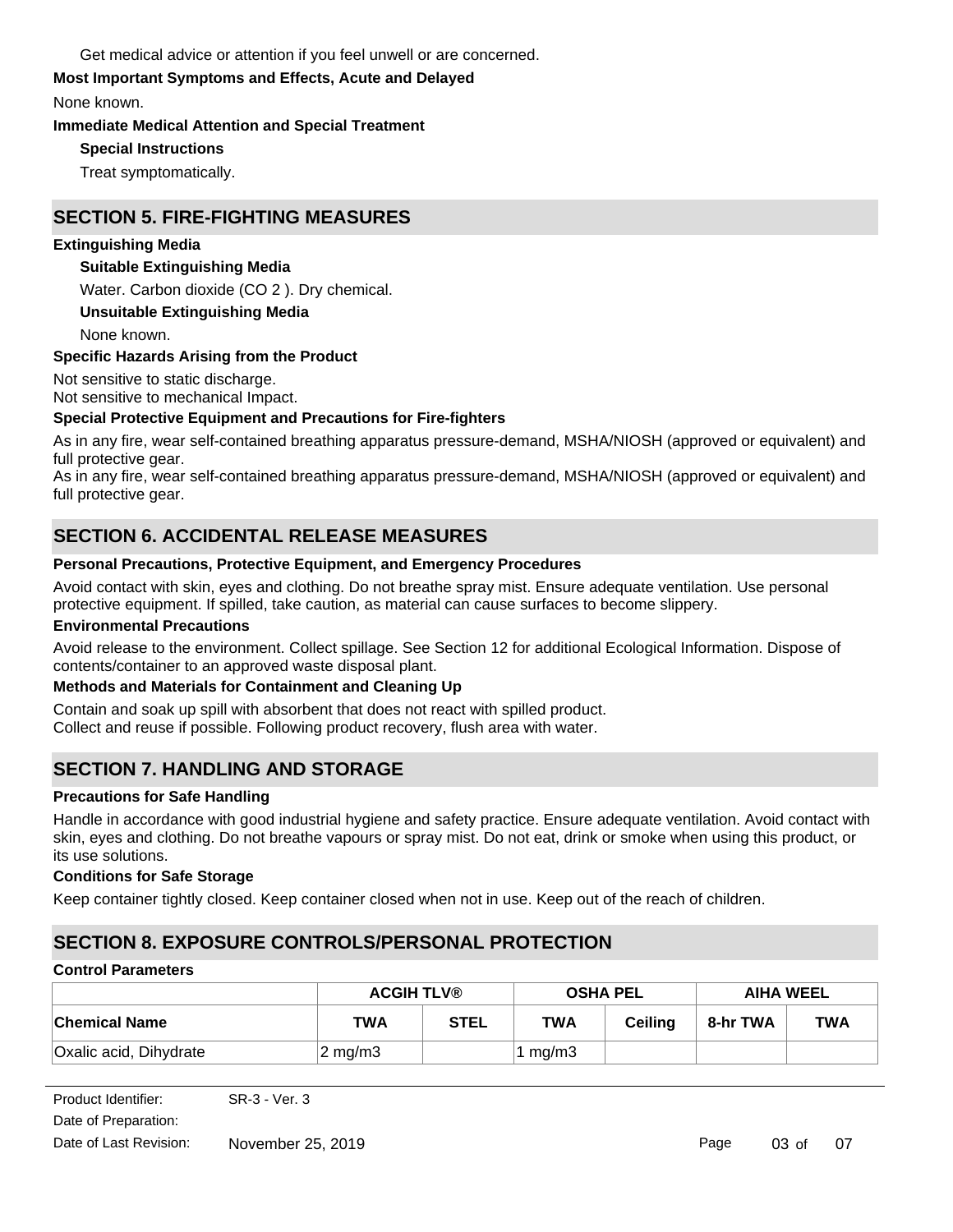Get medical advice or attention if you feel unwell or are concerned.

**Most Important Symptoms and Effects, Acute and Delayed**

None known.

**Immediate Medical Attention and Special Treatment**

**Special Instructions**

Treat symptomatically.

## SECTION 5. FIRE-FIGHTING MEASURES

**Extinguishing Media**

**Suitable Extinguishing Media**

Water. Carbon dioxide ($CO_2$). Dry chemical.

**Unsuitable Extinguishing Media**

None known.

**Specific Hazards Arising from the Product**

Not sensitive to static discharge.
Not sensitive to mechanical Impact.

**Special Protective Equipment and Precautions for Fire-fighters**

As in any fire, wear self-contained breathing apparatus pressure-demand, MSHA/NIOSH (approved or equivalent) and full protective gear.
As in any fire, wear self-contained breathing apparatus pressure-demand, MSHA/NIOSH (approved or equivalent) and full protective gear.

## SECTION 6. ACCIDENTAL RELEASE MEASURES

**Personal Precautions, Protective Equipment, and Emergency Procedures**

Avoid contact with skin, eyes and clothing. Do not breathe spray mist. Ensure adequate ventilation. Use personal protective equipment. If spilled, take caution, as material can cause surfaces to become slippery.

**Environmental Precautions**

Avoid release to the environment. Collect spillage. See Section 12 for additional Ecological Information. Dispose of contents/container to an approved waste disposal plant.

**Methods and Materials for Containment and Cleaning Up**

Contain and soak up spill with absorbent that does not react with spilled product.
Collect and reuse if possible. Following product recovery, flush area with water.

## SECTION 7. HANDLING AND STORAGE

**Precautions for Safe Handling**

Handle in accordance with good industrial hygiene and safety practice. Ensure adequate ventilation. Avoid contact with skin, eyes and clothing. Do not breathe vapours or spray mist. Do not eat, drink or smoke when using this product, or its use solutions.

**Conditions for Safe Storage**

Keep container tightly closed. Keep container closed when not in use. Keep out of the reach of children.

## SECTION 8. EXPOSURE CONTROLS/PERSONAL PROTECTION

**Control Parameters**

| | ACGIH TLV® | | OSHA PEL | | AIHA WEEL | |
|---|---|---|---|---|---|---|
| **Chemical Name** | **TWA** | **STEL** | **TWA** | **Ceiling** | **8-hr TWA** | **TWA** |
| Oxalic acid, Dihydrate | 2 mg/m3 | | 1 mg/m3 | | | |

Product Identifier: SR-3 - Ver. 3
Date of Preparation:
Date of Last Revision: November 25, 2019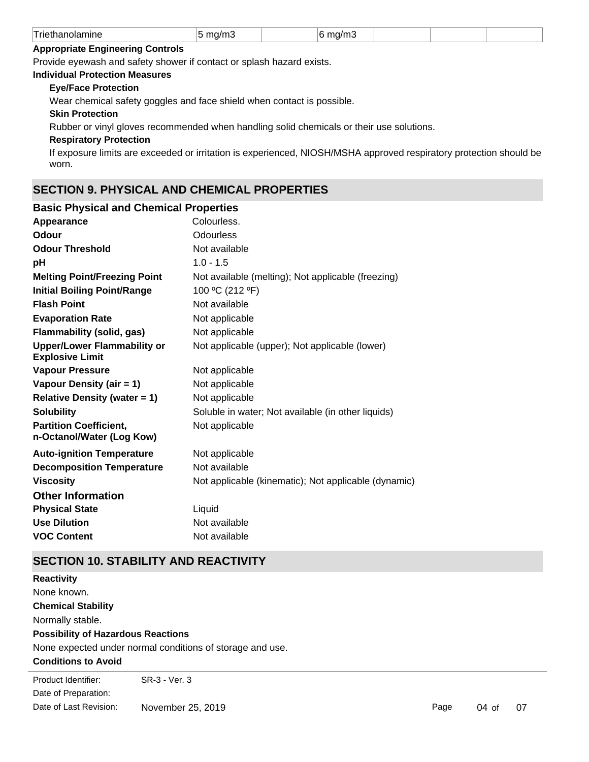| Triethanolamine | 5 mg/m3 | | 6 mg/m3 | | | |
|---|---|---|---|---|---|---|

**Appropriate Engineering Controls**

Provide eyewash and safety shower if contact or splash hazard exists.

**Individual Protection Measures**

**Eye/Face Protection**

Wear chemical safety goggles and face shield when contact is possible.

**Skin Protection**

Rubber or vinyl gloves recommended when handling solid chemicals or their use solutions.

**Respiratory Protection**

If exposure limits are exceeded or irritation is experienced, NIOSH/MSHA approved respiratory protection should be worn.

## SECTION 9. PHYSICAL AND CHEMICAL PROPERTIES

### Basic Physical and Chemical Properties

| | |
|---|---|
| **Appearance** | Colourless. |
| **Odour** | Odourless |
| **Odour Threshold** | Not available |
| **pH** | 1.0 - 1.5 |
| **Melting Point/Freezing Point** | Not available (melting); Not applicable (freezing) |
| **Initial Boiling Point/Range** | 100 ºC (212 ºF) |
| **Flash Point** | Not available |
| **Evaporation Rate** | Not applicable |
| **Flammability (solid, gas)** | Not applicable |
| **Upper/Lower Flammability or Explosive Limit** | Not applicable (upper); Not applicable (lower) |
| **Vapour Pressure** | Not applicable |
| **Vapour Density (air = 1)** | Not applicable |
| **Relative Density (water = 1)** | Not applicable |
| **Solubility** | Soluble in water; Not available (in other liquids) |
| **Partition Coefficient, n-Octanol/Water (Log Kow)** | Not applicable |
| **Auto-ignition Temperature** | Not applicable |
| **Decomposition Temperature** | Not available |
| **Viscosity** | Not applicable (kinematic); Not applicable (dynamic) |

### Other Information

| | |
|---|---|
| **Physical State** | Liquid |
| **Use Dilution** | Not available |
| **VOC Content** | Not available |

## SECTION 10. STABILITY AND REACTIVITY

**Reactivity**

None known.

**Chemical Stability**

Normally stable.

**Possibility of Hazardous Reactions**

None expected under normal conditions of storage and use.

**Conditions to Avoid**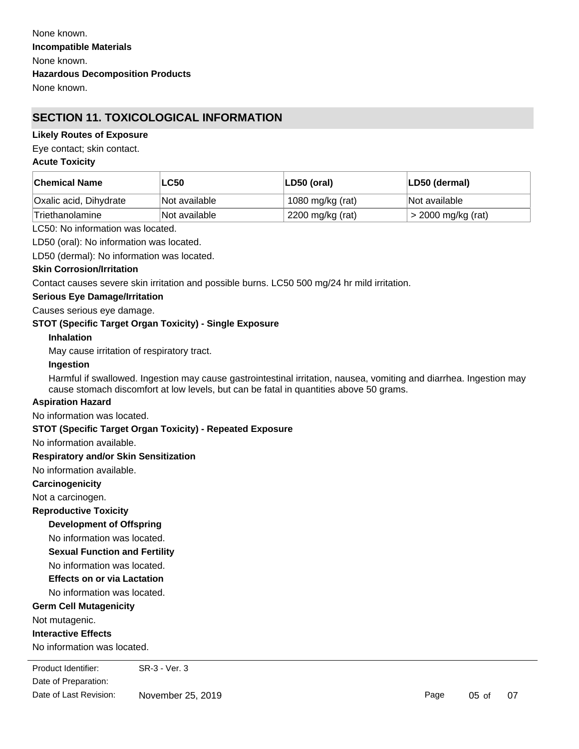None known.

**Incompatible Materials**

None known.

**Hazardous Decomposition Products**

None known.

## SECTION 11. TOXICOLOGICAL INFORMATION

**Likely Routes of Exposure**

Eye contact; skin contact.

**Acute Toxicity**

| Chemical Name | LC50 | LD50 (oral) | LD50 (dermal) |
|---|---|---|---|
| Oxalic acid, Dihydrate | Not available | 1080 mg/kg (rat) | Not available |
| Triethanolamine | Not available | 2200 mg/kg (rat) | > 2000 mg/kg (rat) |

LC50: No information was located.

LD50 (oral): No information was located.

LD50 (dermal): No information was located.

**Skin Corrosion/Irritation**

Contact causes severe skin irritation and possible burns. LC50 500 mg/24 hr mild irritation.

**Serious Eye Damage/Irritation**

Causes serious eye damage.

**STOT (Specific Target Organ Toxicity) - Single Exposure**

**Inhalation**

May cause irritation of respiratory tract.

**Ingestion**

Harmful if swallowed. Ingestion may cause gastrointestinal irritation, nausea, vomiting and diarrhea. Ingestion may cause stomach discomfort at low levels, but can be fatal in quantities above 50 grams.

**Aspiration Hazard**

No information was located.

**STOT (Specific Target Organ Toxicity) - Repeated Exposure**

No information available.

**Respiratory and/or Skin Sensitization**

No information available.

**Carcinogenicity**

Not a carcinogen.

**Reproductive Toxicity**

**Development of Offspring**

No information was located.

**Sexual Function and Fertility**

No information was located.

**Effects on or via Lactation**

No information was located.

**Germ Cell Mutagenicity**

Not mutagenic.

**Interactive Effects**

No information was located.

Product Identifier: SR-3 - Ver. 3

Date of Preparation:

Date of Last Revision: November 25, 2019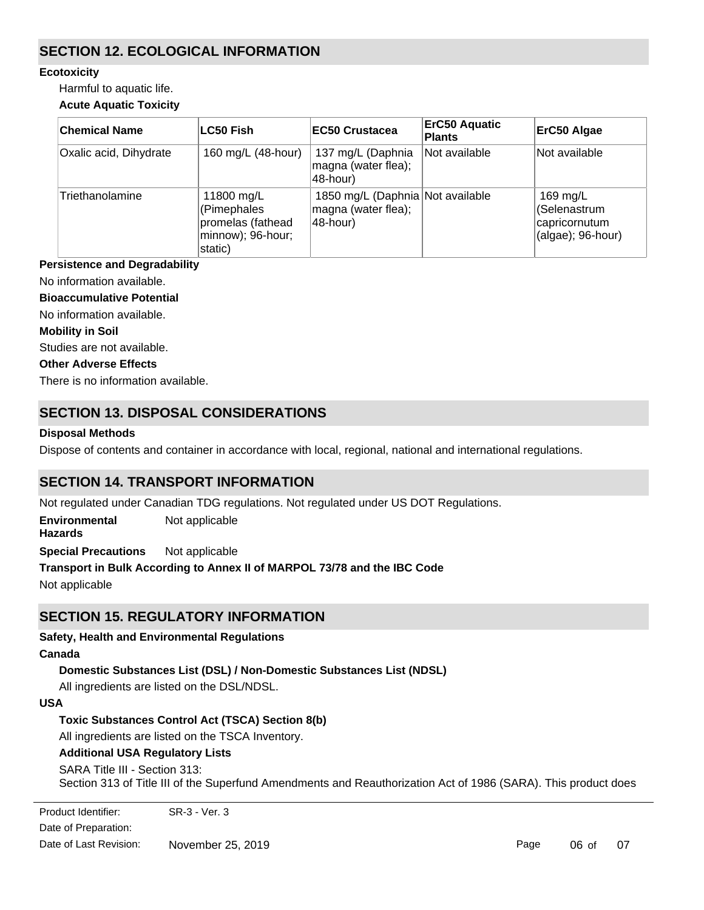## SECTION 12. ECOLOGICAL INFORMATION

**Ecotoxicity**

Harmful to aquatic life.

**Acute Aquatic Toxicity**

| Chemical Name | LC50 Fish | EC50 Crustacea | ErC50 Aquatic Plants | ErC50 Algae |
|---|---|---|---|---|
| Oxalic acid, Dihydrate | 160 mg/L (48-hour) | 137 mg/L (Daphnia magna (water flea); 48-hour) | Not available | Not available |
| Triethanolamine | 11800 mg/L (Pimephales promelas (fathead minnow); 96-hour; static) | 1850 mg/L (Daphnia magna (water flea); 48-hour) | Not available | 169 mg/L (Selenastrum capricornutum (algae); 96-hour) |

**Persistence and Degradability**

No information available.

**Bioaccumulative Potential**

No information available.

**Mobility in Soil**

Studies are not available.

**Other Adverse Effects**

There is no information available.

## SECTION 13. DISPOSAL CONSIDERATIONS

**Disposal Methods**

Dispose of contents and container in accordance with local, regional, national and international regulations.

## SECTION 14. TRANSPORT INFORMATION

Not regulated under Canadian TDG regulations. Not regulated under US DOT Regulations.

**Environmental Hazards** Not applicable

**Special Precautions** Not applicable

**Transport in Bulk According to Annex II of MARPOL 73/78 and the IBC Code**

Not applicable

## SECTION 15. REGULATORY INFORMATION

**Safety, Health and Environmental Regulations**

**Canada**

**Domestic Substances List (DSL) / Non-Domestic Substances List (NDSL)**

All ingredients are listed on the DSL/NDSL.

**USA**

**Toxic Substances Control Act (TSCA) Section 8(b)**

All ingredients are listed on the TSCA Inventory.

**Additional USA Regulatory Lists**

SARA Title III - Section 313:
Section 313 of Title III of the Superfund Amendments and Reauthorization Act of 1986 (SARA). This product does

Product Identifier: SR-3 - Ver. 3
Date of Preparation:
Date of Last Revision: November 25, 2019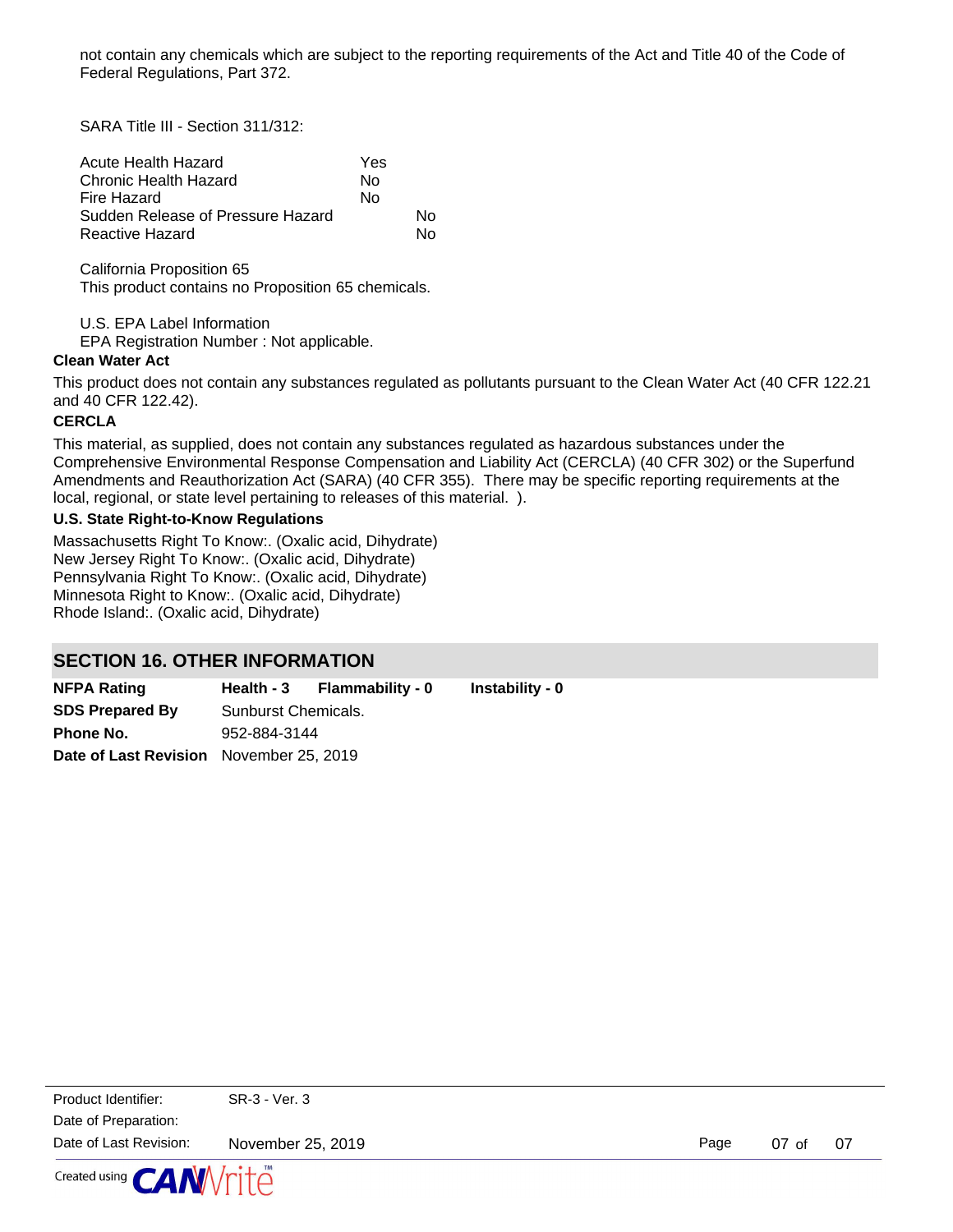not contain any chemicals which are subject to the reporting requirements of the Act and Title 40 of the Code of Federal Regulations, Part 372.

SARA Title III - Section 311/312:

| | |
|---|---|
| Acute Health Hazard | Yes |
| Chronic Health Hazard | No |
| Fire Hazard | No |
| Sudden Release of Pressure Hazard | No |
| Reactive Hazard | No |

California Proposition 65
This product contains no Proposition 65 chemicals.

U.S. EPA Label Information
EPA Registration Number : Not applicable.

**Clean Water Act**

This product does not contain any substances regulated as pollutants pursuant to the Clean Water Act (40 CFR 122.21 and 40 CFR 122.42).

**CERCLA**

This material, as supplied, does not contain any substances regulated as hazardous substances under the Comprehensive Environmental Response Compensation and Liability Act (CERCLA) (40 CFR 302) or the Superfund Amendments and Reauthorization Act (SARA) (40 CFR 355). There may be specific reporting requirements at the local, regional, or state level pertaining to releases of this material. ).

**U.S. State Right-to-Know Regulations**

Massachusetts Right To Know:. (Oxalic acid, Dihydrate)
New Jersey Right To Know:. (Oxalic acid, Dihydrate)
Pennsylvania Right To Know:. (Oxalic acid, Dihydrate)
Minnesota Right to Know:. (Oxalic acid, Dihydrate)
Rhode Island:. (Oxalic acid, Dihydrate)

## SECTION 16. OTHER INFORMATION

| | | | |
|---|---|---|---|
| **NFPA Rating** | **Health - 3** | **Flammability - 0** | **Instability - 0** |
| **SDS Prepared By** | Sunburst Chemicals. | | |
| **Phone No.** | 952-884-3144 | | |
| **Date of Last Revision** | November 25, 2019 | | |

Product Identifier: SR-3 - Ver. 3
Date of Preparation:
Date of Last Revision: November 25, 2019